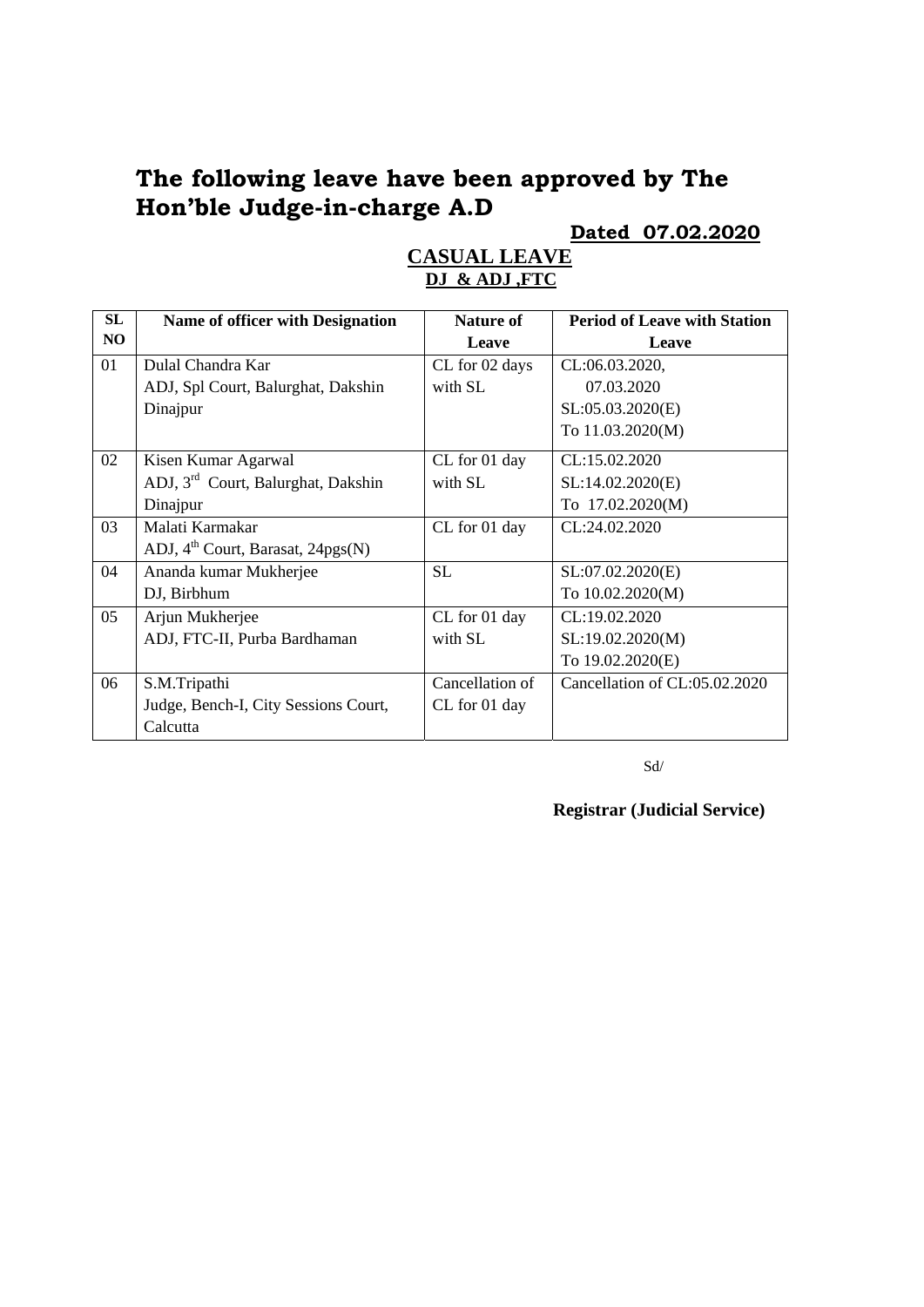# The following leave have been approved by The Hon'ble Judge-in-charge A.D

**Dated 07.02.2020**

## CASUAL LEAVE

### DJ & ADJ ,FTC

| SL NO | Name of officer with Designation | Nature of Leave | Period of Leave with Station Leave |
|---|---|---|---|
| 01 | Dulal Chandra Kar<br>ADJ, Spl Court, Balurghat, Dakshin Dinajpur | CL for 02 days with SL | CL:06.03.2020, 07.03.2020<br>SL:05.03.2020(E)<br>To 11.03.2020(M) |
| 02 | Kisen Kumar Agarwal<br>ADJ, 3rd Court, Balurghat, Dakshin Dinajpur | CL for 01 day with SL | CL:15.02.2020<br>SL:14.02.2020(E)<br>To 17.02.2020(M) |
| 03 | Malati Karmakar<br>ADJ, 4th Court, Barasat, 24pgs(N) | CL for 01 day | CL:24.02.2020 |
| 04 | Ananda kumar Mukherjee<br>DJ, Birbhum | SL | SL:07.02.2020(E)<br>To 10.02.2020(M) |
| 05 | Arjun Mukherjee<br>ADJ, FTC-II, Purba Bardhaman | CL for 01 day with SL | CL:19.02.2020<br>SL:19.02.2020(M)<br>To 19.02.2020(E) |
| 06 | S.M.Tripathi<br>Judge, Bench-I, City Sessions Court, Calcutta | Cancellation of CL for 01 day | Cancellation of CL:05.02.2020 |

Sd/

**Registrar (Judicial Service)**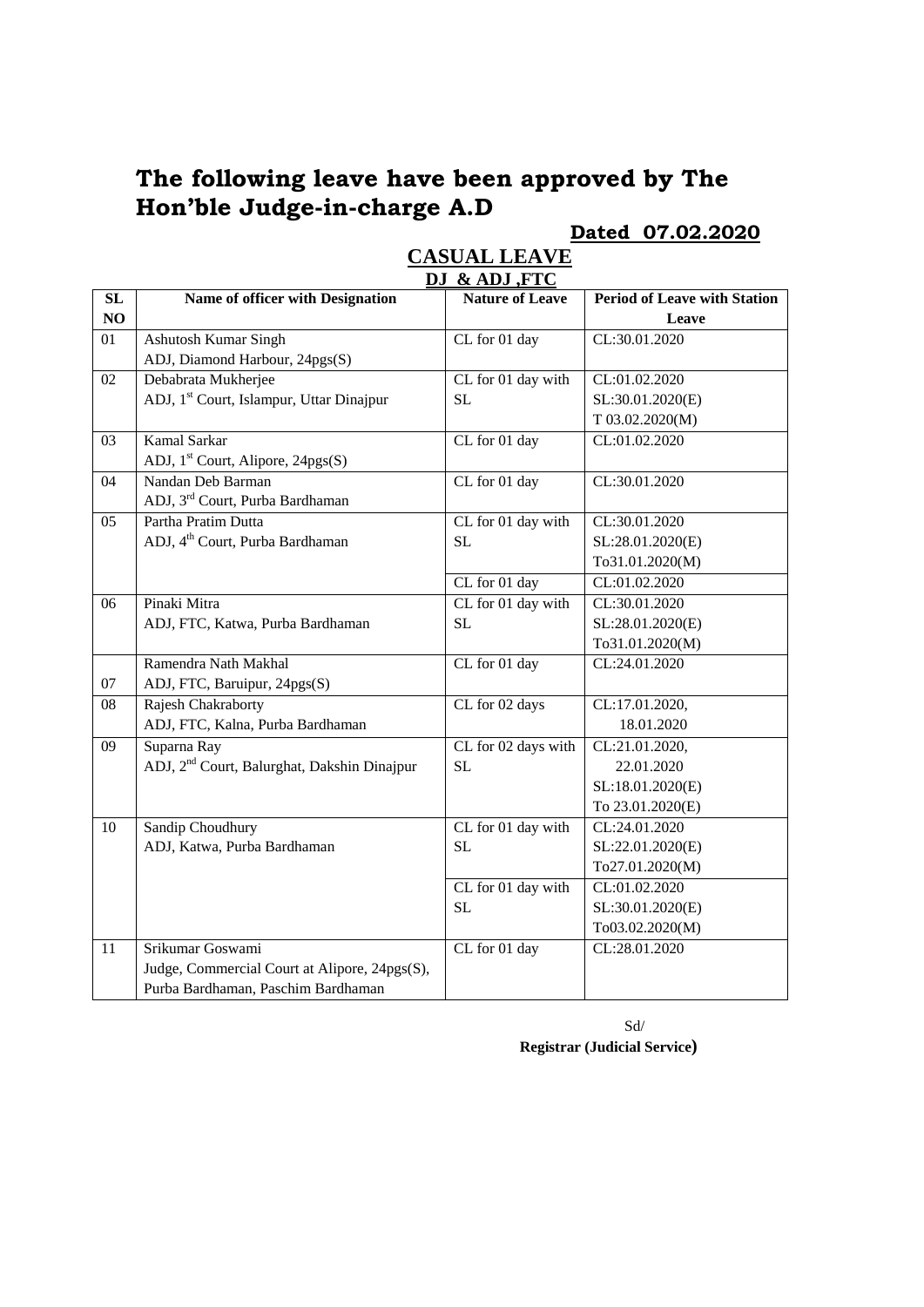# The following leave have been approved by The Hon'ble Judge-in-charge A.D

**Dated 07.02.2020**

## CASUAL LEAVE

### DJ & ADJ ,FTC

| SL NO | Name of officer with Designation | Nature of Leave | Period of Leave with Station Leave |
|---|---|---|---|
| 01 | Ashutosh Kumar Singh<br>ADJ, Diamond Harbour, 24pgs(S) | CL for 01 day | CL:30.01.2020 |
| 02 | Debabrata Mukherjee<br>ADJ, 1st Court, Islampur, Uttar Dinajpur | CL for 01 day with SL | CL:01.02.2020<br>SL:30.01.2020(E)<br>T 03.02.2020(M) |
| 03 | Kamal Sarkar<br>ADJ, 1st Court, Alipore, 24pgs(S) | CL for 01 day | CL:01.02.2020 |
| 04 | Nandan Deb Barman<br>ADJ, 3rd Court, Purba Bardhaman | CL for 01 day | CL:30.01.2020 |
| 05 | Partha Pratim Dutta<br>ADJ, 4th Court, Purba Bardhaman | CL for 01 day with SL | CL:30.01.2020<br>SL:28.01.2020(E)<br>To31.01.2020(M) |
| | | CL for 01 day | CL:01.02.2020 |
| 06 | Pinaki Mitra<br>ADJ, FTC, Katwa, Purba Bardhaman | CL for 01 day with SL | CL:30.01.2020<br>SL:28.01.2020(E)<br>To31.01.2020(M) |
| 07 | Ramendra Nath Makhal<br>ADJ, FTC, Baruipur, 24pgs(S) | CL for 01 day | CL:24.01.2020 |
| 08 | Rajesh Chakraborty<br>ADJ, FTC, Kalna, Purba Bardhaman | CL for 02 days | CL:17.01.2020,<br>18.01.2020 |
| 09 | Suparna Ray<br>ADJ, 2nd Court, Balurghat, Dakshin Dinajpur | CL for 02 days with SL | CL:21.01.2020,<br>22.01.2020<br>SL:18.01.2020(E)<br>To 23.01.2020(E) |
| 10 | Sandip Choudhury<br>ADJ, Katwa, Purba Bardhaman | CL for 01 day with SL | CL:24.01.2020<br>SL:22.01.2020(E)<br>To27.01.2020(M) |
| | | CL for 01 day with SL | CL:01.02.2020<br>SL:30.01.2020(E)<br>To03.02.2020(M) |
| 11 | Srikumar Goswami<br>Judge, Commercial Court at Alipore, 24pgs(S), Purba Bardhaman, Paschim Bardhaman | CL for 01 day | CL:28.01.2020 |

Sd/

**Registrar (Judicial Service)**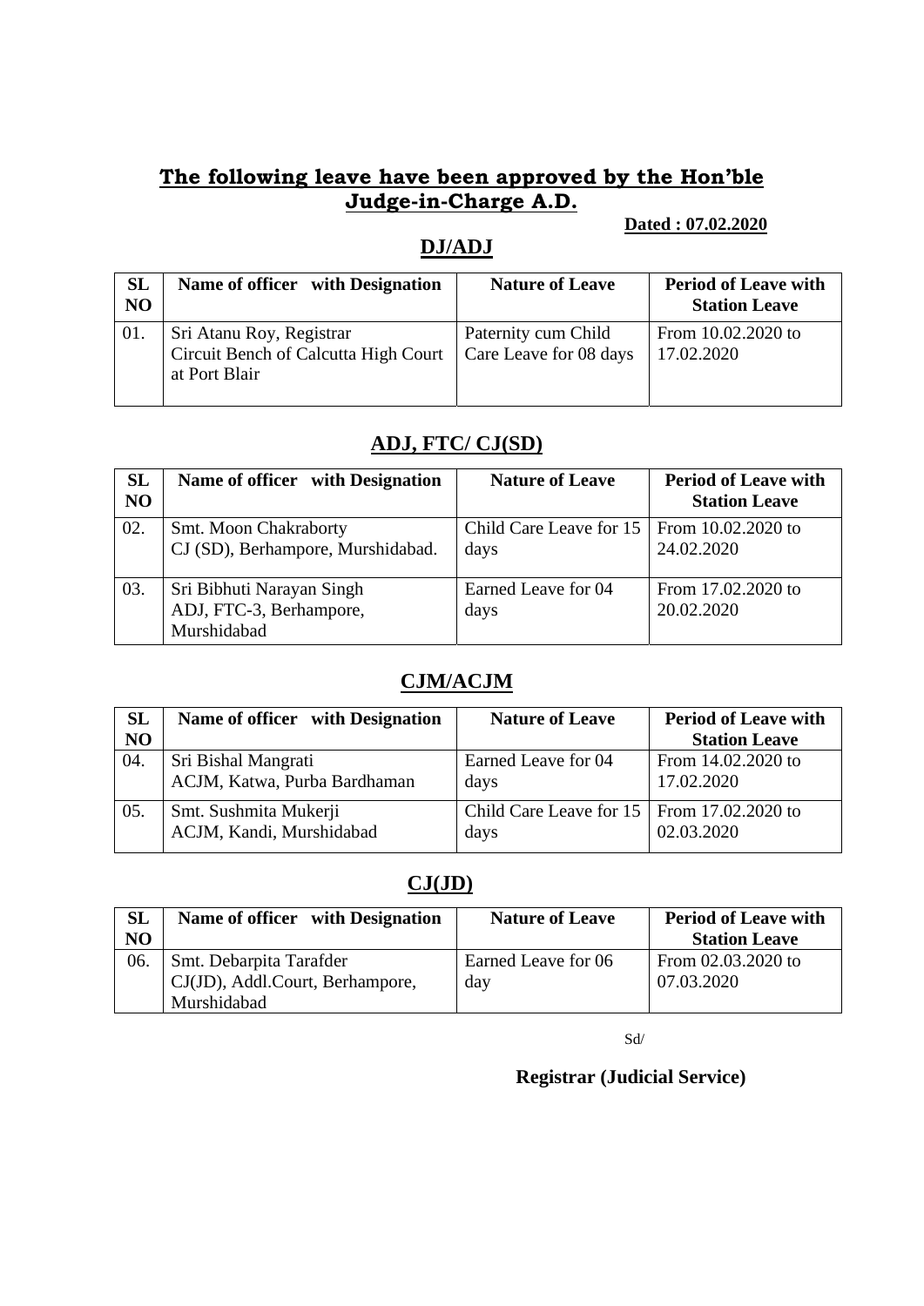## The following leave have been approved by the Hon'ble Judge-in-Charge A.D.

**Dated : 07.02.2020**

### DJ/ADJ

| SL NO | Name of officer with Designation | Nature of Leave | Period of Leave with Station Leave |
|---|---|---|---|
| 01. | Sri Atanu Roy, Registrar Circuit Bench of Calcutta High Court at Port Blair | Paternity cum Child Care Leave for 08 days | From 10.02.2020 to 17.02.2020 |

### ADJ, FTC/ CJ(SD)

| SL NO | Name of officer with Designation | Nature of Leave | Period of Leave with Station Leave |
|---|---|---|---|
| 02. | Smt. Moon Chakraborty CJ (SD), Berhampore, Murshidabad. | Child Care Leave for 15 days | From 10.02.2020 to 24.02.2020 |
| 03. | Sri Bibhuti Narayan Singh ADJ, FTC-3, Berhampore, Murshidabad | Earned Leave for 04 days | From 17.02.2020 to 20.02.2020 |

### CJM/ACJM

| SL NO | Name of officer with Designation | Nature of Leave | Period of Leave with Station Leave |
|---|---|---|---|
| 04. | Sri Bishal Mangrati ACJM, Katwa, Purba Bardhaman | Earned Leave for 04 days | From 14.02.2020 to 17.02.2020 |
| 05. | Smt. Sushmita Mukerji ACJM, Kandi, Murshidabad | Child Care Leave for 15 days | From 17.02.2020 to 02.03.2020 |

### CJ(JD)

| SL NO | Name of officer with Designation | Nature of Leave | Period of Leave with Station Leave |
|---|---|---|---|
| 06. | Smt. Debarpita Tarafder CJ(JD), Addl.Court, Berhampore, Murshidabad | Earned Leave for 06 day | From 02.03.2020 to 07.03.2020 |

Sd/

**Registrar (Judicial Service)**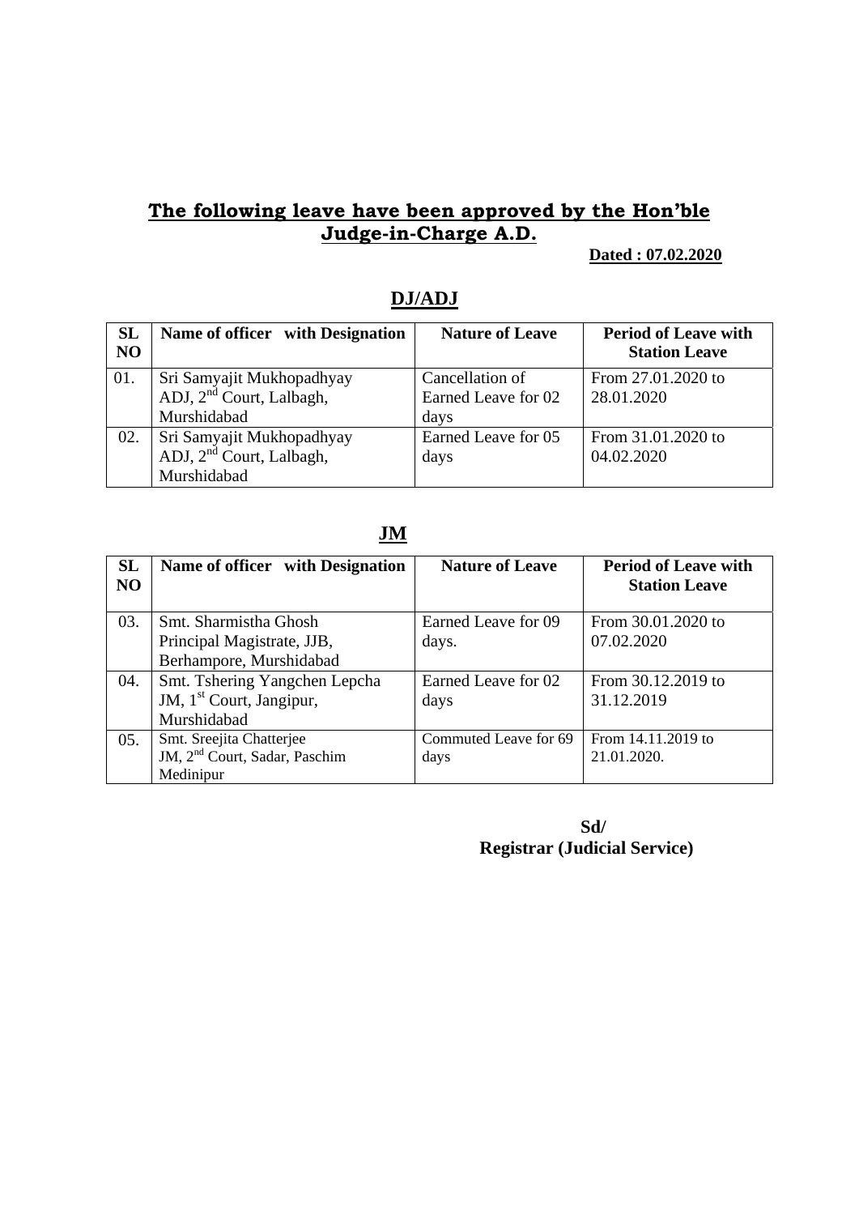## The following leave have been approved by the Hon'ble Judge-in-Charge A.D.

**Dated : 07.02.2020**

### DJ/ADJ

| SL NO | Name of officer with Designation | Nature of Leave | Period of Leave with Station Leave |
|---|---|---|---|
| 01. | Sri Samyajit Mukhopadhyay ADJ, 2nd Court, Lalbagh, Murshidabad | Cancellation of Earned Leave for 02 days | From 27.01.2020 to 28.01.2020 |
| 02. | Sri Samyajit Mukhopadhyay ADJ, 2nd Court, Lalbagh, Murshidabad | Earned Leave for 05 days | From 31.01.2020 to 04.02.2020 |

### JM

| SL NO | Name of officer with Designation | Nature of Leave | Period of Leave with Station Leave |
|---|---|---|---|
| 03. | Smt. Sharmistha Ghosh Principal Magistrate, JJB, Berhampore, Murshidabad | Earned Leave for 09 days. | From 30.01.2020 to 07.02.2020 |
| 04. | Smt. Tshering Yangchen Lepcha JM, 1st Court, Jangipur, Murshidabad | Earned Leave for 02 days | From 30.12.2019 to 31.12.2019 |
| 05. | Smt. Sreejita Chatterjee JM, 2nd Court, Sadar, Paschim Medinipur | Commuted Leave for 69 days | From 14.11.2019 to 21.01.2020. |

**Sd/**
**Registrar (Judicial Service)**